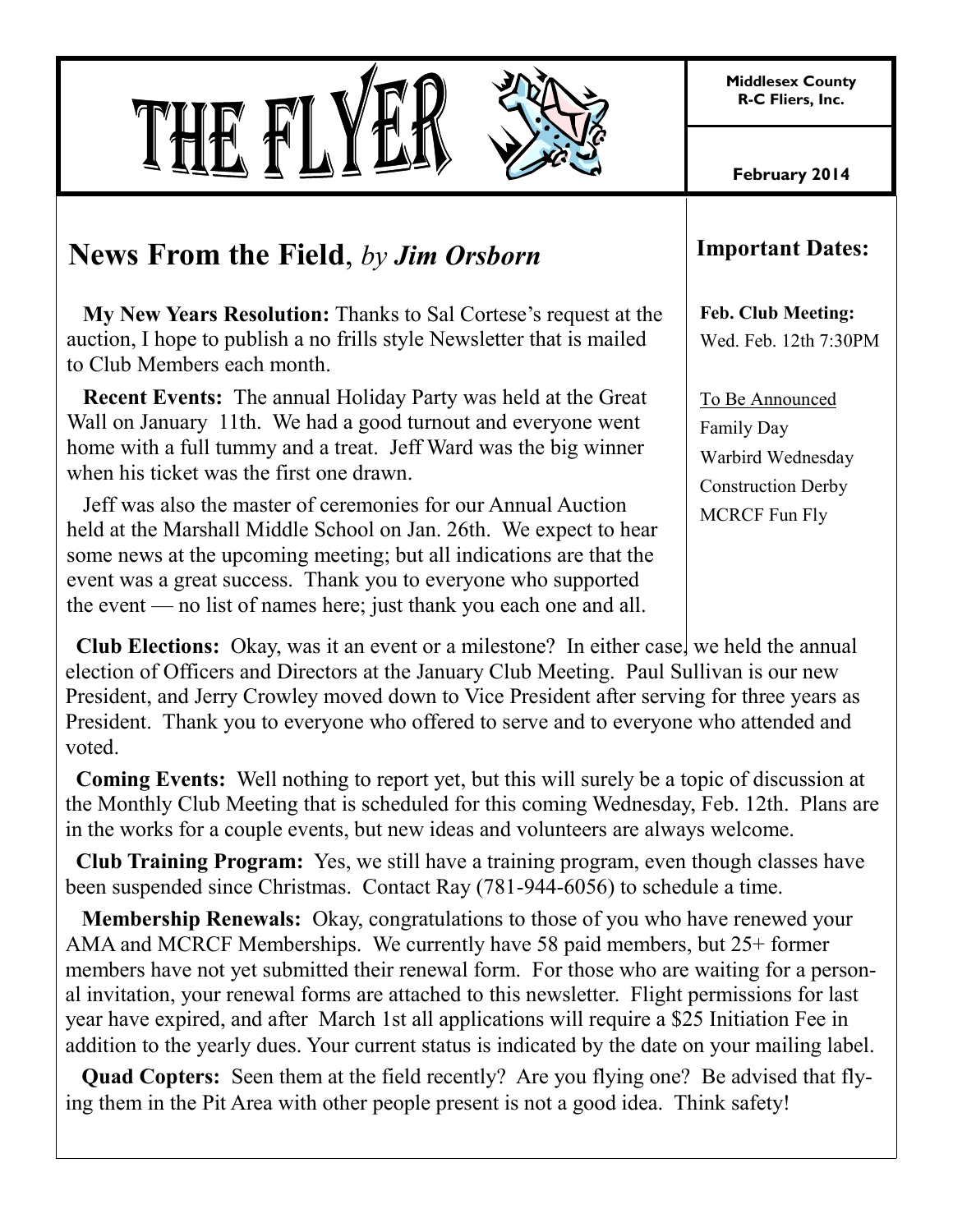# THE FLYER

**Middlesex County R-C Fliers, Inc.**

**February 2014**

## News From the Field, *by Jim Orsborn*

**My New Years Resolution:** Thanks to Sal Cortese's request at the auction, I hope to publish a no frills style Newsletter that is mailed to Club Members each month.

**Recent Events:** The annual Holiday Party was held at the Great Wall on January 11th. We had a good turnout and everyone went home with a full tummy and a treat. Jeff Ward was the big winner when his ticket was the first one drawn.

Jeff was also the master of ceremonies for our Annual Auction held at the Marshall Middle School on Jan. 26th. We expect to hear some news at the upcoming meeting; but all indications are that the event was a great success. Thank you to everyone who supported the event — no list of names here; just thank you each one and all.

**Club Elections:** Okay, was it an event or a milestone? In either case, we held the annual election of Officers and Directors at the January Club Meeting. Paul Sullivan is our new President, and Jerry Crowley moved down to Vice President after serving for three years as President. Thank you to everyone who offered to serve and to everyone who attended and voted.

**Coming Events:** Well nothing to report yet, but this will surely be a topic of discussion at the Monthly Club Meeting that is scheduled for this coming Wednesday, Feb. 12th. Plans are in the works for a couple events, but new ideas and volunteers are always welcome.

**Club Training Program:** Yes, we still have a training program, even though classes have been suspended since Christmas. Contact Ray (781-944-6056) to schedule a time.

**Membership Renewals:** Okay, congratulations to those of you who have renewed your AMA and MCRCF Memberships. We currently have 58 paid members, but 25+ former members have not yet submitted their renewal form. For those who are waiting for a personal invitation, your renewal forms are attached to this newsletter. Flight permissions for last year have expired, and after March 1st all applications will require a $25 Initiation Fee in addition to the yearly dues. Your current status is indicated by the date on your mailing label.

**Quad Copters:** Seen them at the field recently? Are you flying one? Be advised that flying them in the Pit Area with other people present is not a good idea. Think safety!

## Important Dates:

**Feb. Club Meeting:**
Wed. Feb. 12th 7:30PM

<u>To Be Announced</u>
Family Day
Warbird Wednesday
Construction Derby
MCRCF Fun Fly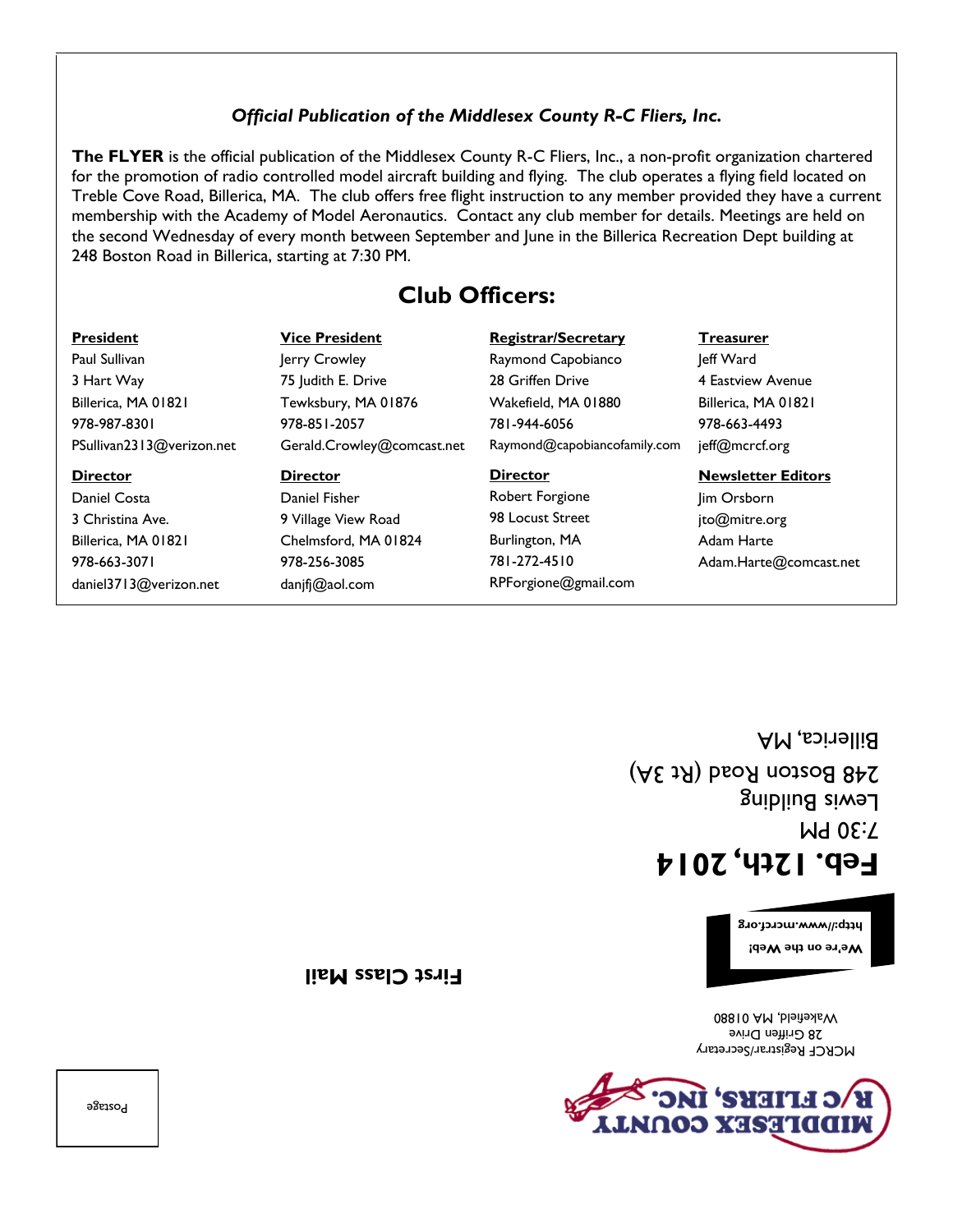*Official Publication of the Middlesex County R-C Fliers, Inc.*

**The FLYER** is the official publication of the Middlesex County R-C Fliers, Inc., a non-profit organization chartered for the promotion of radio controlled model aircraft building and flying. The club operates a flying field located on Treble Cove Road, Billerica, MA. The club offers free flight instruction to any member provided they have a current membership with the Academy of Model Aeronautics. Contact any club member for details. Meetings are held on the second Wednesday of every month between September and June in the Billerica Recreation Dept building at 248 Boston Road in Billerica, starting at 7:30 PM.

## Club Officers:

**President**
Paul Sullivan
3 Hart Way
Billerica, MA 01821
978-987-8301
PSullivan2313@verizon.net

**Vice President**
Jerry Crowley
75 Judith E. Drive
Tewksbury, MA 01876
978-851-2057
Gerald.Crowley@comcast.net

**Registrar/Secretary**
Raymond Capobianco
28 Griffen Drive
Wakefield, MA 01880
781-944-6056
Raymond@capobiancofamily.com

**Treasurer**
Jeff Ward
4 Eastview Avenue
Billerica, MA 01821
978-663-4493
jeff@mcrcf.org

**Director**
Daniel Costa
3 Christina Ave.
Billerica, MA 01821
978-663-3071
daniel3713@verizon.net

**Director**
Daniel Fisher
9 Village View Road
Chelmsford, MA 01824
978-256-3085
danjfj@aol.com

**Director**
Robert Forgione
98 Locust Street
Burlington, MA
781-272-4510
RPForgione@gmail.com

**Newsletter Editors**
Jim Orsborn
jto@mitre.org
Adam Harte
Adam.Harte@comcast.net

MIDDLESEX COUNTY R/C FLIERS, INC.

MCRCF Registrar/Secretary
28 Griffen Drive
Wakefield, MA 01880

**We're on the Web!**
**http://www.mcrcf.org**

**Feb. 12th, 2014**
7:30 PM
Lewis Building
248 Boston Road (Rt 3A)
Billerica, MA

**First Class Mail**

Postage